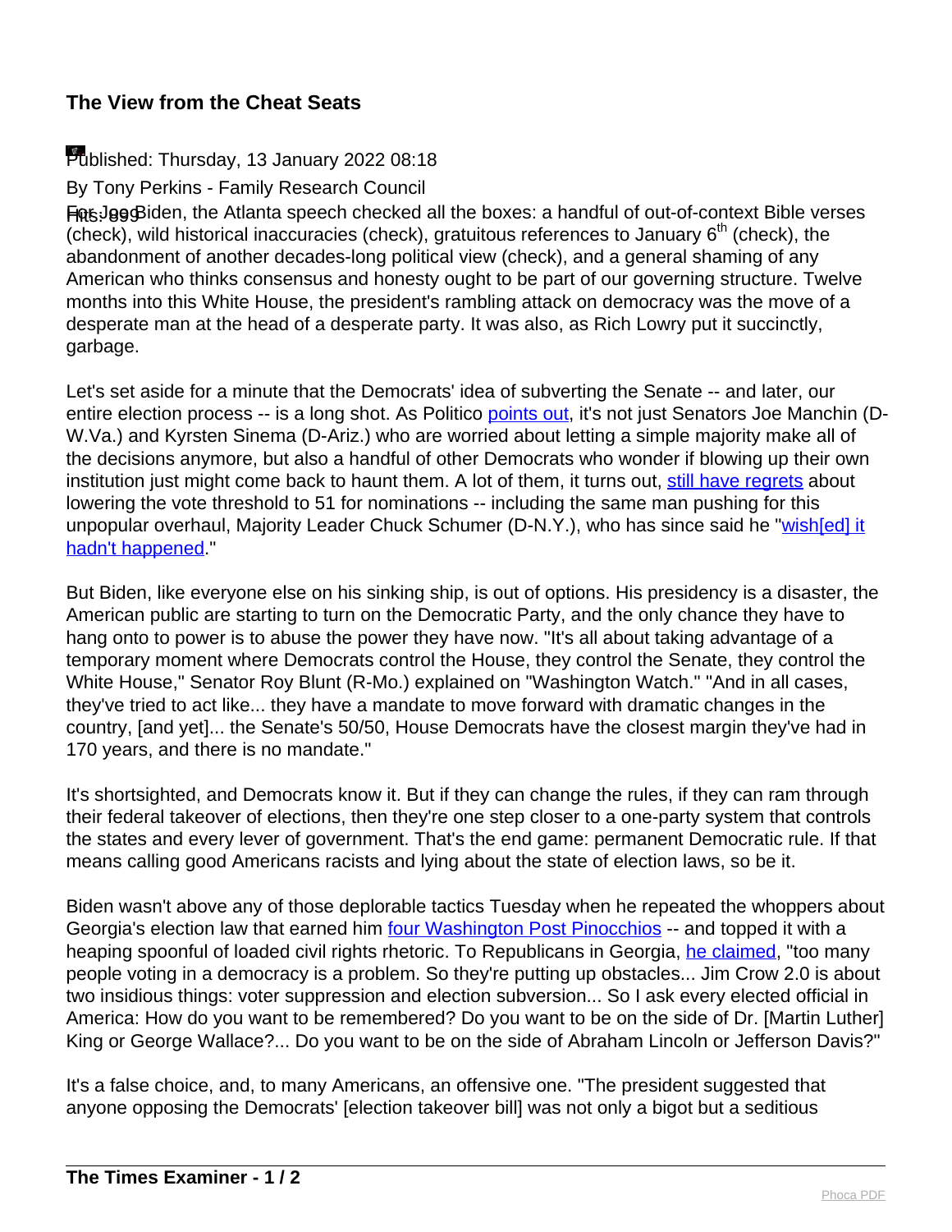## The View from the Cheat Seats

Published: Thursday, 13 January 2022 08:18

By Tony Perkins - Family Research Council

Hits: 999

For Joe Biden, the Atlanta speech checked all the boxes: a handful of out-of-context Bible verses (check), wild historical inaccuracies (check), gratuitous references to January 6th (check), the abandonment of another decades-long political view (check), and a general shaming of any American who thinks consensus and honesty ought to be part of our governing structure. Twelve months into this White House, the president's rambling attack on democracy was the move of a desperate man at the head of a desperate party. It was also, as Rich Lowry put it succinctly, garbage.

Let's set aside for a minute that the Democrats' idea of subverting the Senate -- and later, our entire election process -- is a long shot. As Politico points out, it's not just Senators Joe Manchin (D-W.Va.) and Kyrsten Sinema (D-Ariz.) who are worried about letting a simple majority make all of the decisions anymore, but also a handful of other Democrats who wonder if blowing up their own institution just might come back to haunt them. A lot of them, it turns out, still have regrets about lowering the vote threshold to 51 for nominations -- including the same man pushing for this unpopular overhaul, Majority Leader Chuck Schumer (D-N.Y.), who has since said he "wish[ed] it hadn't happened."

But Biden, like everyone else on his sinking ship, is out of options. His presidency is a disaster, the American public are starting to turn on the Democratic Party, and the only chance they have to hang onto to power is to abuse the power they have now. "It's all about taking advantage of a temporary moment where Democrats control the House, they control the Senate, they control the White House," Senator Roy Blunt (R-Mo.) explained on "Washington Watch." "And in all cases, they've tried to act like... they have a mandate to move forward with dramatic changes in the country, [and yet]... the Senate's 50/50, House Democrats have the closest margin they've had in 170 years, and there is no mandate."

It's shortsighted, and Democrats know it. But if they can change the rules, if they can ram through their federal takeover of elections, then they're one step closer to a one-party system that controls the states and every lever of government. That's the end game: permanent Democratic rule. If that means calling good Americans racists and lying about the state of election laws, so be it.

Biden wasn't above any of those deplorable tactics Tuesday when he repeated the whoppers about Georgia's election law that earned him four Washington Post Pinocchios -- and topped it with a heaping spoonful of loaded civil rights rhetoric. To Republicans in Georgia, he claimed, "too many people voting in a democracy is a problem. So they're putting up obstacles... Jim Crow 2.0 is about two insidious things: voter suppression and election subversion... So I ask every elected official in America: How do you want to be remembered? Do you want to be on the side of Dr. [Martin Luther] King or George Wallace?... Do you want to be on the side of Abraham Lincoln or Jefferson Davis?"

It's a false choice, and, to many Americans, an offensive one. "The president suggested that anyone opposing the Democrats' [election takeover bill] was not only a bigot but a seditious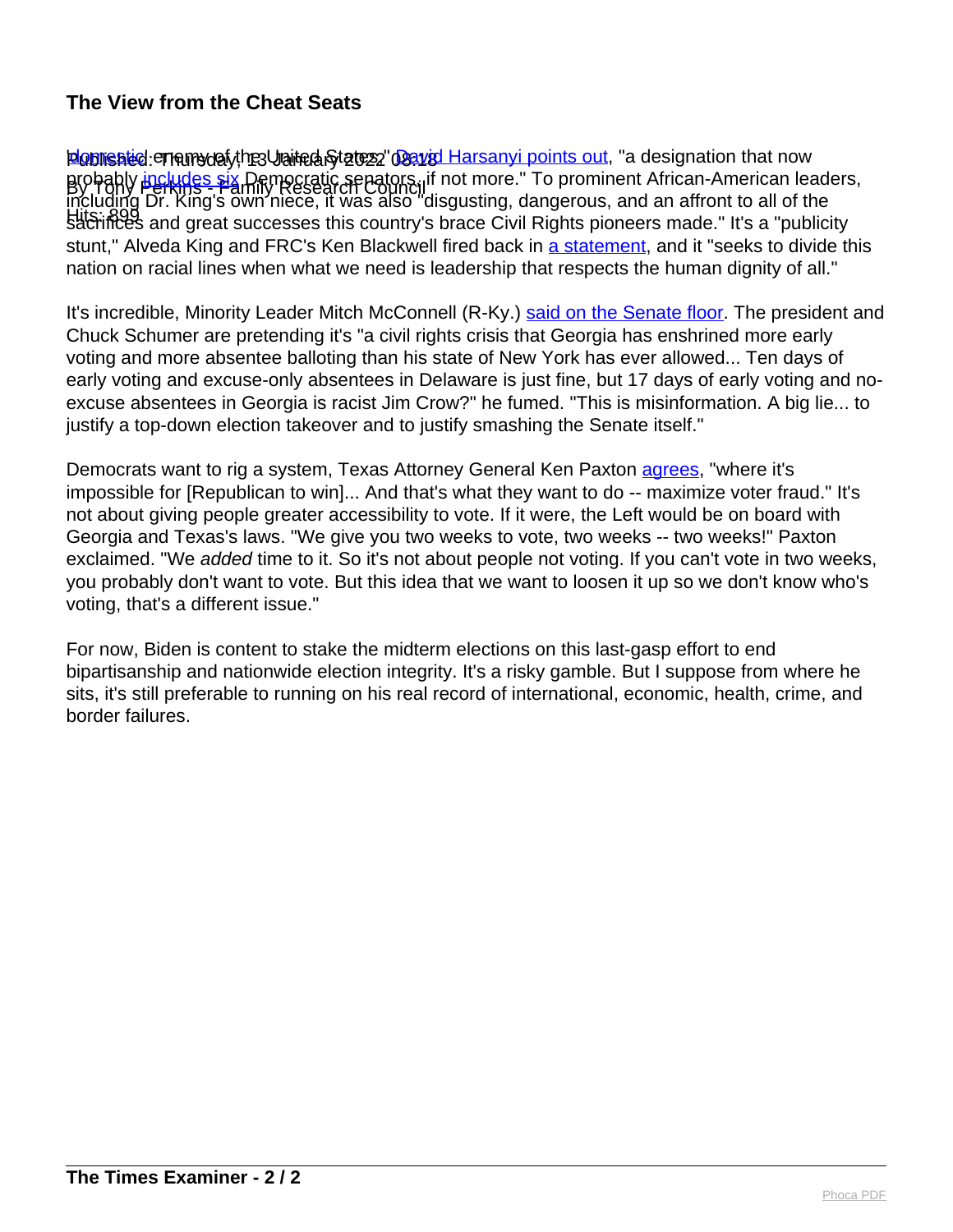domestic enemy of the United States," David Harsanyi points out, "a designation that now probably includes six Democratic senators, if not more." To prominent African-American leaders, including Dr. King's own niece, it was also "disgusting, dangerous, and an affront to all of the sacrifices and great successes this country's brace Civil Rights pioneers made." It's a "publicity stunt," Alveda King and FRC's Ken Blackwell fired back in a statement, and it "seeks to divide this nation on racial lines when what we need is leadership that respects the human dignity of all."

It's incredible, Minority Leader Mitch McConnell (R-Ky.) said on the Senate floor. The president and Chuck Schumer are pretending it's "a civil rights crisis that Georgia has enshrined more early voting and more absentee balloting than his state of New York has ever allowed... Ten days of early voting and excuse-only absentees in Delaware is just fine, but 17 days of early voting and no-excuse absentees in Georgia is racist Jim Crow?" he fumed. "This is misinformation. A big lie... to justify a top-down election takeover and to justify smashing the Senate itself."

Democrats want to rig a system, Texas Attorney General Ken Paxton agrees, "where it's impossible for [Republican to win]... And that's what they want to do -- maximize voter fraud." It's not about giving people greater accessibility to vote. If it were, the Left would be on board with Georgia and Texas's laws. "We give you two weeks to vote, two weeks -- two weeks!" Paxton exclaimed. "We *added* time to it. So it's not about people not voting. If you can't vote in two weeks, you probably don't want to vote. But this idea that we want to loosen it up so we don't know who's voting, that's a different issue."

For now, Biden is content to stake the midterm elections on this last-gasp effort to end bipartisanship and nationwide election integrity. It's a risky gamble. But I suppose from where he sits, it's still preferable to running on his real record of international, economic, health, crime, and border failures.